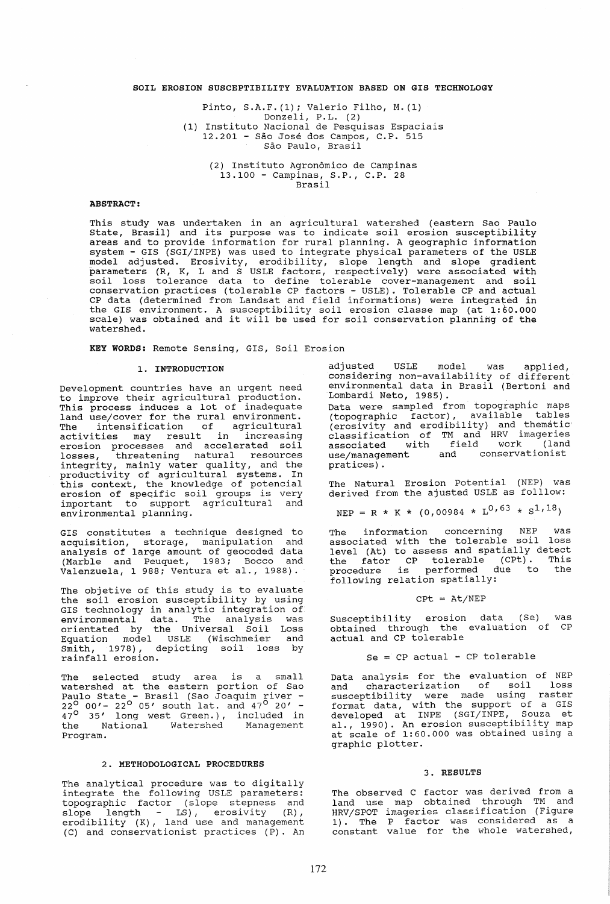# SOIL EROSION SUSCEPTIBILITY EVALUATION BASED ON GIS TECHNOLOGY

Pinto, S.A.F.(1); Valerio Filho, M.(1)
Donzeli, P.L. (2)
(1) Instituto Nacional de Pesquisas Espaciais
12.201 - São José dos Campos, C.P. 515
São Paulo, Brasil

(2) Instituto Agronômico de Campinas
13.100 - Campinas, S.P., C.P. 28
Brasil

**ABSTRACT:**

This study was undertaken in an agricultural watershed (eastern Sao Paulo State, Brasil) and its purpose was to indicate soil erosion susceptibility areas and to provide information for rural planning. A geographic information system - GIS (SGI/INPE) was used to integrate physical parameters of the USLE model adjusted. Erosivity, erodibility, slope length and slope gradient parameters (R, K, L and S USLE factors, respectively) were associated with soil loss tolerance data to define tolerable cover-management and soil conservation practices (tolerable CP factors - USLE). Tolerable CP and actual CP data (determined from Landsat and field informations) were integrated in the GIS environment. A susceptibility soil erosion classe map (at 1:60.000 scale) was obtained and it will be used for soil conservation planning of the watershed.

**KEY WORDS:** Remote Sensing, GIS, Soil Erosion

## 1. INTRODUCTION

Development countries have an urgent need to improve their agricultural production. This process induces a lot of inadequate land use/cover for the rural environment. The intensification of agricultural activities may result in increasing erosion processes and accelerated soil losses, threatening natural resources integrity, mainly water quality, and the productivity of agricultural systems. In this context, the knowledge of potencial erosion of specific soil groups is very important to support agricultural and environmental planning.

GIS constitutes a technique designed to acquisition, storage, manipulation and analysis of large amount of geocoded data (Marble and Peuquet, 1983; Bocco and Valenzuela, 1 988; Ventura et al., 1988).

The objetive of this study is to evaluate the soil erosion susceptibility by using GIS technology in analytic integration of environmental data. The analysis was orientated by the Universal Soil Loss Equation model USLE (Wischmeier and Smith, 1978), depicting soil loss by rainfall erosion.

The selected study area is a small watershed at the eastern portion of Sao Paulo State - Brasil (Sao Joaquim river - 22° 00'- 22° 05' south lat. and 47° 20' - 47° 35' long west Green.), included in the National Watershed Management Program.

## 2. METHODOLOGICAL PROCEDURES

The analytical procedure was to digitally integrate the following USLE parameters: topographic factor (slope stepness and slope length - LS), erosivity (R), erodibility (K), land use and management (C) and conservationist practices (P). An adjusted USLE model was applied, considering non-availability of different environmental data in Brasil (Bertoni and Lombardi Neto, 1985).

Data were sampled from topographic maps (topographic factor), available tables (erosivity and erodibility) and thematic classification of TM and HRV imageries associated with field work (land use/management and conservationist pratices).

The Natural Erosion Potential (NEP) was derived from the ajusted USLE as folllow:

$$NEP = R * K * (0,00984 * L^{0,63} * S^{1,18})$$

The information concerning NEP was associated with the tolerable soil loss level (At) to assess and spatially detect the fator CP tolerable (CPt). This procedure is performed due to the following relation spatially:

$$CPt = At/NEP$$

Susceptibility erosion data (Se) was obtained through the evaluation of CP actual and CP tolerable

$$Se = CP\ actual - CP\ tolerable$$

Data analysis for the evaluation of NEP and characterization of soil loss susceptibility were made using raster format data, with the support of a GIS developed at INPE (SGI/INPE, Souza et al., 1990). An erosion susceptibility map at scale of 1:60.000 was obtained using a graphic plotter.

## 3. RESULTS

The observed C factor was derived from a land use map obtained through TM and HRV/SPOT imageries classification (Figure 1). The P factor was considered as a constant value for the whole watershed,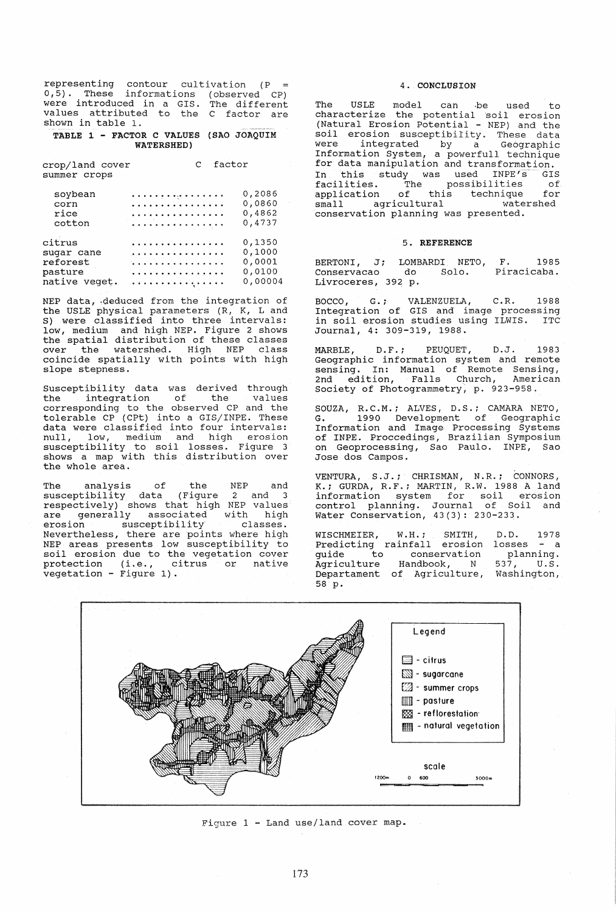representing contour cultivation (P = 0,5). These informations (observed CP) were introduced in a GIS. The different values attributed to the C factor are shown in table 1.

**TABLE 1 - FACTOR C VALUES (SAO JOAQUIM WATERSHED)**

| crop/land cover | C factor |
|---|---|
| summer crops | |
| soybean | 0,2086 |
| corn | 0,0860 |
| rice | 0,4862 |
| cotton | 0,4737 |
| citrus | 0,1350 |
| sugar cane | 0,1000 |
| reforest | 0,0001 |
| pasture | 0,0100 |
| native veget. | 0,00004 |

NEP data, deduced from the integration of the USLE physical parameters (R, K, L and S) were classified into three intervals: low, medium and high NEP. Figure 2 shows the spatial distribution of these classes over the watershed. High NEP class coincide spatially with points with high slope stepness.

Susceptibility data was derived through the integration of the values corresponding to the observed CP and the tolerable CP (CPt) into a GIS/INPE. These data were classified into four intervals: null, low, medium and high erosion susceptibility to soil losses. Figure 3 shows a map with this distribution over the whole area.

The analysis of the NEP and susceptibility data (Figure 2 and 3 respectively) shows that high NEP values are generally associated with high erosion susceptibility classes. Nevertheless, there are points where high NEP areas presents low susceptibility to soil erosion due to the vegetation cover protection (i.e., citrus or native vegetation - Figure 1).

## 4. CONCLUSION

The USLE model can be used to characterize the potential soil erosion (Natural Erosion Potential - NEP) and the soil erosion susceptibility. These data were integrated by a Geographic Information System, a powerfull technique for data manipulation and transformation. In this study was used INPE's GIS facilities. The possibilities of application of this technique for small agricultural watershed conservation planning was presented.

## 5. REFERENCE

BERTONI, J; LOMBARDI NETO, F. 1985 Conservacao do Solo. Piracicaba. Livroceres, 392 p.

BOCCO, G.; VALENZUELA, C.R. 1988 Integration of GIS and image processing in soil erosion studies using ILWIS. ITC Journal, 4: 309-319, 1988.

MARBLE, D.F.; PEUQUET, D.J. 1983 Geographic information system and remote sensing. In: Manual of Remote Sensing, 2nd edition, Falls Church, American Society of Photogrammetry, p. 923-958.

SOUZA, R.C.M.; ALVES, D.S.; CAMARA NETO, G. 1990 Development of Geographic Information and Image Processing Systems of INPE. Proccedings, Brazilian Symposium on Geoprocessing, Sao Paulo. INPE, Sao Jose dos Campos.

VENTURA, S.J.; CHRISMAN, N.R.; CONNORS, K.; GURDA, R.F.; MARTIN, R.W. 1988 A land information system for soil erosion control planning. Journal of Soil and Water Conservation, 43(3): 230-233.

WISCHMEIER, W.H.; SMITH, D.D. 1978 Predicting rainfall erosion losses - a guide to conservation planning. Agriculture Handbook, N 537, U.S. Departament of Agriculture, Washington, 58 p.

Legend: citrus; sugarcane; summer crops; pasture; reflorestation; natural vegetation. Scale: 1200m 0 600 3000m

Figure 1 - Land use/land cover map.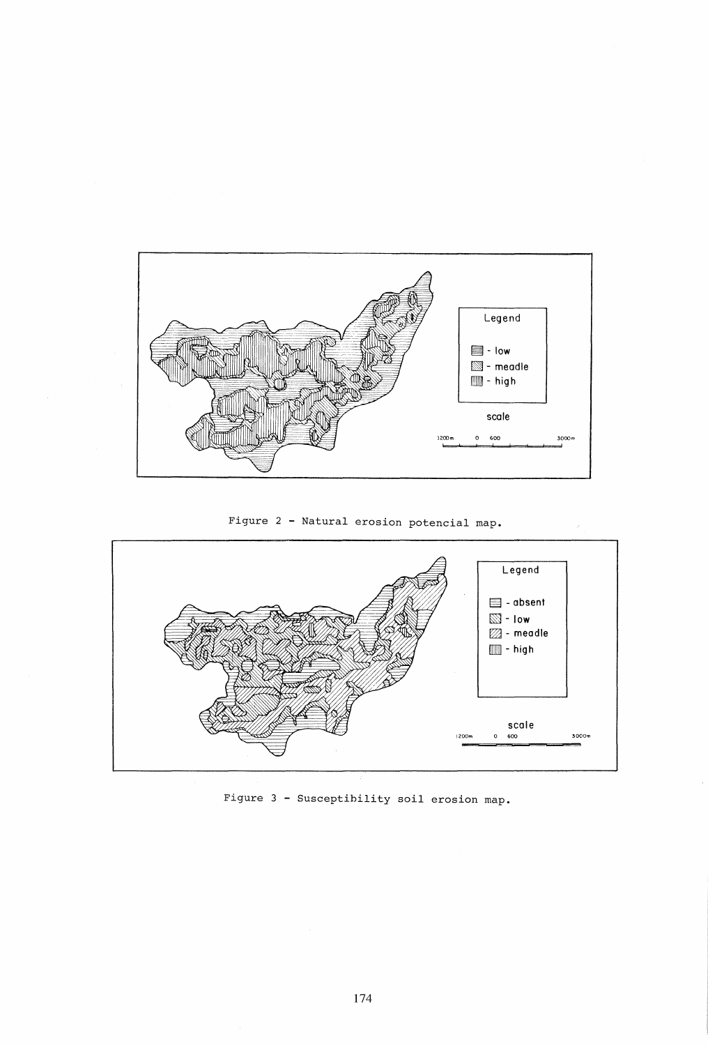Legend

- low
- meadle
- high

scale

1200m 0 600 3000m

Figure 2 - Natural erosion potencial map.

Legend

- absent
- low
- meadle
- high

scale

1200m 0 600 3000m

Figure 3 - Susceptibility soil erosion map.